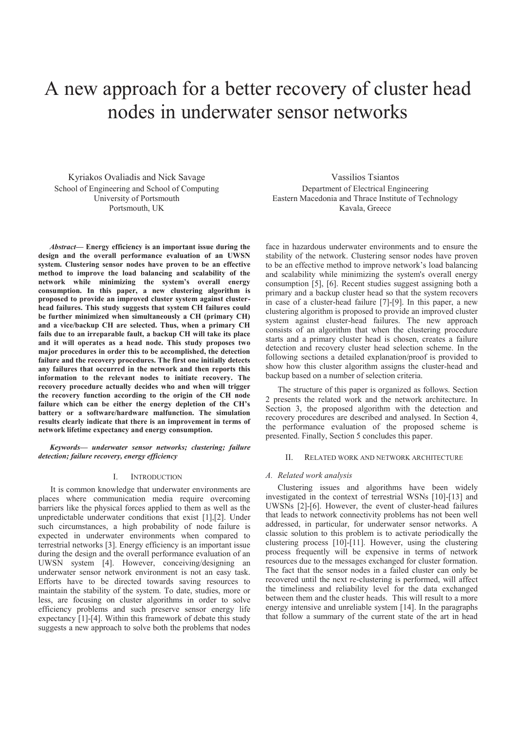# A new approach for a better recovery of cluster head nodes in underwater sensor networks

Kyriakos Ovaliadis and Nick Savage
School of Engineering and School of Computing
University of Portsmouth
Portsmouth, UK

Vassilios Tsiantos
Department of Electrical Engineering
Eastern Macedonia and Thrace Institute of Technology
Kavala, Greece

***Abstract*— Energy efficiency is an important issue during the design and the overall performance evaluation of an UWSN system. Clustering sensor nodes have proven to be an effective method to improve the load balancing and scalability of the network while minimizing the system's overall energy consumption. In this paper, a new clustering algorithm is proposed to provide an improved cluster system against cluster-head failures. This study suggests that system CH failures could be further minimized when simultaneously a CH (primary CH) and a vice/backup CH are selected. Thus, when a primary CH fails due to an irreparable fault, a backup CH will take its place and it will operates as a head node. This study proposes two major procedures in order this to be accomplished, the detection failure and the recovery procedures. The first one initially detects any failures that occurred in the network and then reports this information to the relevant nodes to initiate recovery. The recovery procedure actually decides who and when will trigger the recovery function according to the origin of the CH node failure which can be either the energy depletion of the CH's battery or a software/hardware malfunction. The simulation results clearly indicate that there is an improvement in terms of network lifetime expectancy and energy consumption.**

***Keywords*— *underwater sensor networks; clustering; failure detection; failure recovery, energy efficiency***

## I. Introduction

It is common knowledge that underwater environments are places where communication media require overcoming barriers like the physical forces applied to them as well as the unpredictable underwater conditions that exist [1],[2]. Under such circumstances, a high probability of node failure is expected in underwater environments when compared to terrestrial networks [3]. Energy efficiency is an important issue during the design and the overall performance evaluation of an UWSN system [4]. However, conceiving/designing an underwater sensor network environment is not an easy task. Efforts have to be directed towards saving resources to maintain the stability of the system. To date, studies, more or less, are focusing on cluster algorithms in order to solve efficiency problems and such preserve sensor energy life expectancy [1]-[4]. Within this framework of debate this study suggests a new approach to solve both the problems that nodes face in hazardous underwater environments and to ensure the stability of the network. Clustering sensor nodes have proven to be an effective method to improve network's load balancing and scalability while minimizing the system's overall energy consumption [5], [6]. Recent studies suggest assigning both a primary and a backup cluster head so that the system recovers in case of a cluster-head failure [7]-[9]. In this paper, a new clustering algorithm is proposed to provide an improved cluster system against cluster-head failures. The new approach consists of an algorithm that when the clustering procedure starts and a primary cluster head is chosen, creates a failure detection and recovery cluster head selection scheme. In the following sections a detailed explanation/proof is provided to show how this cluster algorithm assigns the cluster-head and backup based on a number of selection criteria.

The structure of this paper is organized as follows. Section 2 presents the related work and the network architecture. In Section 3, the proposed algorithm with the detection and recovery procedures are described and analysed. In Section 4, the performance evaluation of the proposed scheme is presented. Finally, Section 5 concludes this paper.

## II. Related work and network architecture

### *A. Related work analysis*

Clustering issues and algorithms have been widely investigated in the context of terrestrial WSNs [10]-[13] and UWSNs [2]-[6]. However, the event of cluster-head failures that leads to network connectivity problems has not been well addressed, in particular, for underwater sensor networks. A classic solution to this problem is to activate periodically the clustering process [10]-[11]. However, using the clustering process frequently will be expensive in terms of network resources due to the messages exchanged for cluster formation. The fact that the sensor nodes in a failed cluster can only be recovered until the next re-clustering is performed, will affect the timeliness and reliability level for the data exchanged between them and the cluster heads. This will result to a more energy intensive and unreliable system [14]. In the paragraphs that follow a summary of the current state of the art in head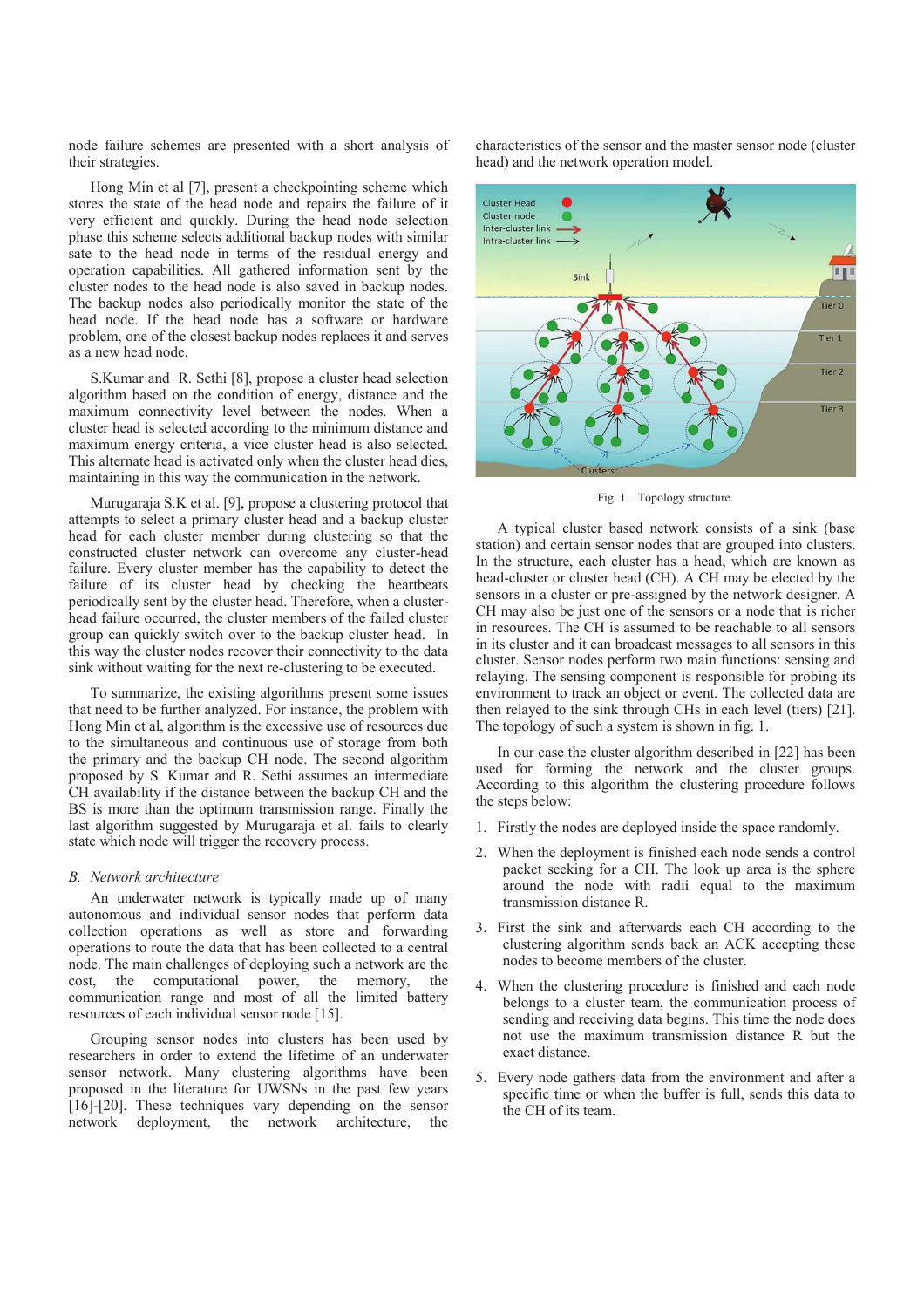node failure schemes are presented with a short analysis of their strategies.

Hong Min et al [7], present a checkpointing scheme which stores the state of the head node and repairs the failure of it very efficient and quickly. During the head node selection phase this scheme selects additional backup nodes with similar sate to the head node in terms of the residual energy and operation capabilities. All gathered information sent by the cluster nodes to the head node is also saved in backup nodes. The backup nodes also periodically monitor the state of the head node. If the head node has a software or hardware problem, one of the closest backup nodes replaces it and serves as a new head node.

S.Kumar and R. Sethi [8], propose a cluster head selection algorithm based on the condition of energy, distance and the maximum connectivity level between the nodes. When a cluster head is selected according to the minimum distance and maximum energy criteria, a vice cluster head is also selected. This alternate head is activated only when the cluster head dies, maintaining in this way the communication in the network.

Murugaraja S.K et al. [9], propose a clustering protocol that attempts to select a primary cluster head and a backup cluster head for each cluster member during clustering so that the constructed cluster network can overcome any cluster-head failure. Every cluster member has the capability to detect the failure of its cluster head by checking the heartbeats periodically sent by the cluster head. Therefore, when a cluster-head failure occurred, the cluster members of the failed cluster group can quickly switch over to the backup cluster head. In this way the cluster nodes recover their connectivity to the data sink without waiting for the next re-clustering to be executed.

To summarize, the existing algorithms present some issues that need to be further analyzed. For instance, the problem with Hong Min et al, algorithm is the excessive use of resources due to the simultaneous and continuous use of storage from both the primary and the backup CH node. The second algorithm proposed by S. Kumar and R. Sethi assumes an intermediate CH availability if the distance between the backup CH and the BS is more than the optimum transmission range. Finally the last algorithm suggested by Murugaraja et al. fails to clearly state which node will trigger the recovery process.

### *B. Network architecture*

An underwater network is typically made up of many autonomous and individual sensor nodes that perform data collection operations as well as store and forwarding operations to route the data that has been collected to a central node. The main challenges of deploying such a network are the cost, the computational power, the memory, the communication range and most of all the limited battery resources of each individual sensor node [15].

Grouping sensor nodes into clusters has been used by researchers in order to extend the lifetime of an underwater sensor network. Many clustering algorithms have been proposed in the literature for UWSNs in the past few years [16]-[20]. These techniques vary depending on the sensor network deployment, the network architecture, the characteristics of the sensor and the master sensor node (cluster head) and the network operation model.

Cluster Head
Cluster node
Inter-cluster link
Intra-cluster link
Sink
Tier 0
Tier 1
Tier 2
Tier 3
Clusters

Fig. 1. Topology structure.

A typical cluster based network consists of a sink (base station) and certain sensor nodes that are grouped into clusters. In the structure, each cluster has a head, which are known as head-cluster or cluster head (CH). A CH may be elected by the sensors in a cluster or pre-assigned by the network designer. A CH may also be just one of the sensors or a node that is richer in resources. The CH is assumed to be reachable to all sensors in its cluster and it can broadcast messages to all sensors in this cluster. Sensor nodes perform two main functions: sensing and relaying. The sensing component is responsible for probing its environment to track an object or event. The collected data are then relayed to the sink through CHs in each level (tiers) [21]. The topology of such a system is shown in fig. 1.

In our case the cluster algorithm described in [22] has been used for forming the network and the cluster groups. According to this algorithm the clustering procedure follows the steps below:

1. Firstly the nodes are deployed inside the space randomly.
2. When the deployment is finished each node sends a control packet seeking for a CH. The look up area is the sphere around the node with radii equal to the maximum transmission distance R.
3. First the sink and afterwards each CH according to the clustering algorithm sends back an ACK accepting these nodes to become members of the cluster.
4. When the clustering procedure is finished and each node belongs to a cluster team, the communication process of sending and receiving data begins. This time the node does not use the maximum transmission distance R but the exact distance.
5. Every node gathers data from the environment and after a specific time or when the buffer is full, sends this data to the CH of its team.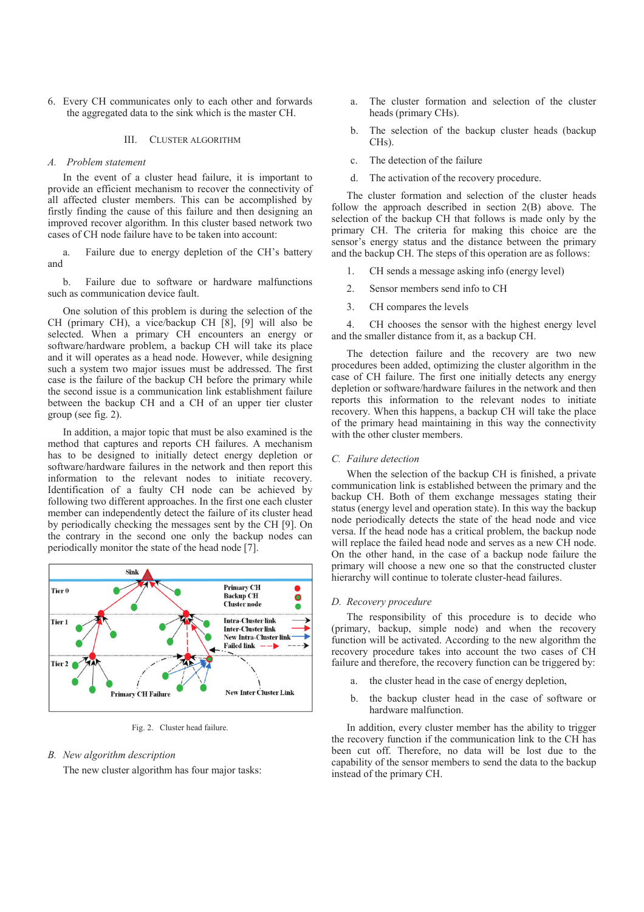6. Every CH communicates only to each other and forwards the aggregated data to the sink which is the master CH.

## III. Cluster Algorithm

### *A. Problem statement*

In the event of a cluster head failure, it is important to provide an efficient mechanism to recover the connectivity of all affected cluster members. This can be accomplished by firstly finding the cause of this failure and then designing an improved recover algorithm. In this cluster based network two cases of CH node failure have to be taken into account:

a. Failure due to energy depletion of the CH's battery and

b. Failure due to software or hardware malfunctions such as communication device fault.

One solution of this problem is during the selection of the CH (primary CH), a vice/backup CH [8], [9] will also be selected. When a primary CH encounters an energy or software/hardware problem, a backup CH will take its place and it will operates as a head node. However, while designing such a system two major issues must be addressed. The first case is the failure of the backup CH before the primary while the second issue is a communication link establishment failure between the backup CH and a CH of an upper tier cluster group (see fig. 2).

In addition, a major topic that must be also examined is the method that captures and reports CH failures. A mechanism has to be designed to initially detect energy depletion or software/hardware failures in the network and then report this information to the relevant nodes to initiate recovery. Identification of a faulty CH node can be achieved by following two different approaches. In the first one each cluster member can independently detect the failure of its cluster head by periodically checking the messages sent by the CH [9]. On the contrary in the second one only the backup nodes can periodically monitor the state of the head node [7].

Sink

Tier 0

Tier 1

Tier 2

Primary CH

Backup CH

Cluster node

Intra-Cluster link

Inter-Cluster link

New Intra-Cluster link

Failed link

Primary CH Failure

New Inter Cluster Link

Fig. 2. Cluster head failure.

### *B. New algorithm description*

The new cluster algorithm has four major tasks:

a. The cluster formation and selection of the cluster heads (primary CHs).

b. The selection of the backup cluster heads (backup CHs).

c. The detection of the failure

d. The activation of the recovery procedure.

The cluster formation and selection of the cluster heads follow the approach described in section 2(B) above. The selection of the backup CH that follows is made only by the primary CH. The criteria for making this choice are the sensor's energy status and the distance between the primary and the backup CH. The steps of this operation are as follows:

1. CH sends a message asking info (energy level)
2. Sensor members send info to CH
3. CH compares the levels
4. CH chooses the sensor with the highest energy level and the smaller distance from it, as a backup CH.

The detection failure and the recovery are two new procedures been added, optimizing the cluster algorithm in the case of CH failure. The first one initially detects any energy depletion or software/hardware failures in the network and then reports this information to the relevant nodes to initiate recovery. When this happens, a backup CH will take the place of the primary head maintaining in this way the connectivity with the other cluster members.

### *C. Failure detection*

When the selection of the backup CH is finished, a private communication link is established between the primary and the backup CH. Both of them exchange messages stating their status (energy level and operation state). In this way the backup node periodically detects the state of the head node and vice versa. If the head node has a critical problem, the backup node will replace the failed head node and serves as a new CH node. On the other hand, in the case of a backup node failure the primary will choose a new one so that the constructed cluster hierarchy will continue to tolerate cluster-head failures.

### *D. Recovery procedure*

The responsibility of this procedure is to decide who (primary, backup, simple node) and when the recovery function will be activated. According to the new algorithm the recovery procedure takes into account the two cases of CH failure and therefore, the recovery function can be triggered by:

a. the cluster head in the case of energy depletion,

b. the backup cluster head in the case of software or hardware malfunction.

In addition, every cluster member has the ability to trigger the recovery function if the communication link to the CH has been cut off. Therefore, no data will be lost due to the capability of the sensor members to send the data to the backup instead of the primary CH.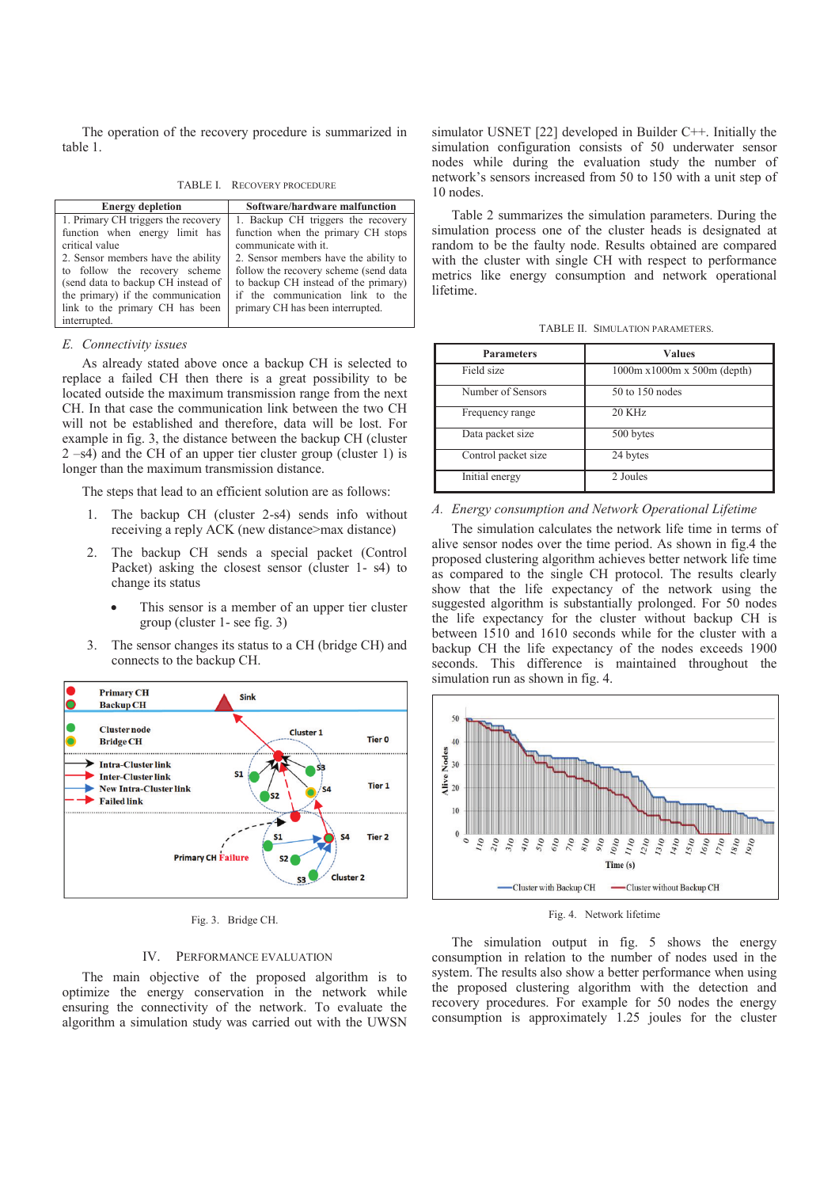The operation of the recovery procedure is summarized in table 1.

TABLE I. RECOVERY PROCEDURE

| Energy depletion | Software/hardware malfunction |
|---|---|
| 1. Primary CH triggers the recovery function when energy limit has critical value<br>2. Sensor members have the ability to follow the recovery scheme (send data to backup CH instead of the primary) if the communication link to the primary CH has been interrupted. | 1. Backup CH triggers the recovery function when the primary CH stops communicate with it.<br>2. Sensor members have the ability to follow the recovery scheme (send data to backup CH instead of the primary) if the communication link to the primary CH has been interrupted. |

### E. Connectivity issues

As already stated above once a backup CH is selected to replace a failed CH then there is a great possibility to be located outside the maximum transmission range from the next CH. In that case the communication link between the two CH will not be established and therefore, data will be lost. For example in fig. 3, the distance between the backup CH (cluster 2 –s4) and the CH of an upper tier cluster group (cluster 1) is longer than the maximum transmission range.

The steps that lead to an efficient solution are as follows:

1. The backup CH (cluster 2-s4) sends info without receiving a reply ACK (new distance>max distance)
2. The backup CH sends a special packet (Control Packet) asking the closest sensor (cluster 1- s4) to change its status
   - This sensor is a member of an upper tier cluster group (cluster 1- see fig. 3)
3. The sensor changes its status to a CH (bridge CH) and connects to the backup CH.

Fig. 3. Bridge CH.

## IV. PERFORMANCE EVALUATION

The main objective of the proposed algorithm is to optimize the energy conservation in the network while ensuring the connectivity of the network. To evaluate the algorithm a simulation study was carried out with the UWSN simulator USNET [22] developed in Builder C++. Initially the simulation configuration consists of 50 underwater sensor nodes while during the evaluation study the number of network's sensors increased from 50 to 150 with a unit step of 10 nodes.

Table 2 summarizes the simulation parameters. During the simulation process one of the cluster heads is designated at random to be the faulty node. Results obtained are compared with the cluster with single CH with respect to performance metrics like energy consumption and network operational lifetime.

TABLE II. SIMULATION PARAMETERS.

| Parameters | Values |
|---|---|
| Field size | 1000m x1000m x 500m (depth) |
| Number of Sensors | 50 to 150 nodes |
| Frequency range | 20 KHz |
| Data packet size | 500 bytes |
| Control packet size | 24 bytes |
| Initial energy | 2 Joules |

### A. Energy consumption and Network Operational Lifetime

The simulation calculates the network life time in terms of alive sensor nodes over the time period. As shown in fig.4 the proposed clustering algorithm achieves better network life time as compared to the single CH protocol. The results clearly show that the life expectancy of the network using the suggested algorithm is substantially prolonged. For 50 nodes the life expectancy for the cluster without backup CH is between 1510 and 1610 seconds while for the cluster with a backup CH the life expectancy of the nodes exceeds 1900 seconds. This difference is maintained throughout the simulation run as shown in fig. 4.

Fig. 4. Network lifetime

The simulation output in fig. 5 shows the energy consumption in relation to the number of nodes used in the system. The results also show a better performance when using the proposed clustering algorithm with the detection and recovery procedures. For example for 50 nodes the energy consumption is approximately 1.25 joules for the cluster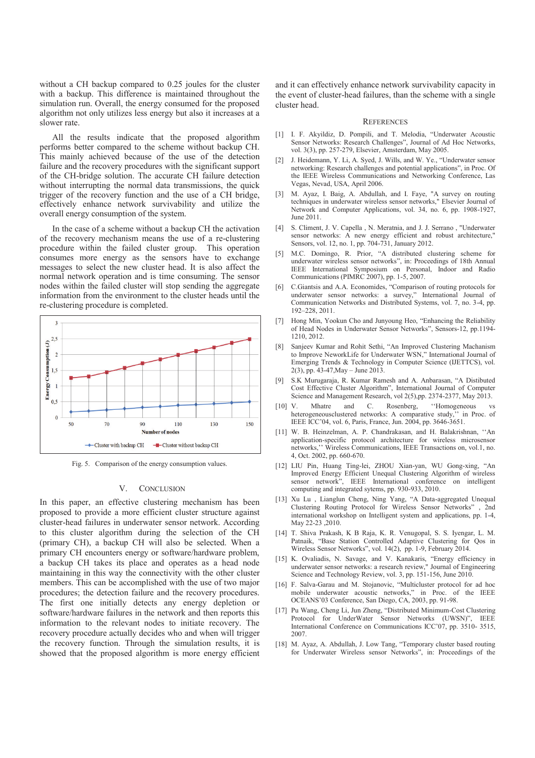without a CH backup compared to 0.25 joules for the cluster with a backup. This difference is maintained throughout the simulation run. Overall, the energy consumed for the proposed algorithm not only utilizes less energy but also it increases at a slower rate.

All the results indicate that the proposed algorithm performs better compared to the scheme without backup CH. This mainly achieved because of the use of the detection failure and the recovery procedures with the significant support of the CH-bridge solution. The accurate CH failure detection without interrupting the normal data transmissions, the quick trigger of the recovery function and the use of a CH bridge, effectively enhance network survivability and utilize the overall energy consumption of the system.

In the case of a scheme without a backup CH the activation of the recovery mechanism means the use of a re-clustering procedure within the failed cluster group. This operation consumes more energy as the sensors have to exchange messages to select the new cluster head. It is also affect the normal network operation and is time consuming. The sensor nodes within the failed cluster will stop sending the aggregate information from the environment to the cluster heads until the re-clustering procedure is completed.

Energy Consumption (J)

3
2,5
2
1,5
1
0,5
0

50 70 90 110 130 150

Number of nodes

Cluster with backup CH
Cluster without backup CH

Fig. 5. Comparison of the energy consumption values.

## V. Conclusion

In this paper, an effective clustering mechanism has been proposed to provide a more efficient cluster structure against cluster-head failures in underwater sensor network. According to this cluster algorithm during the selection of the CH (primary CH), a backup CH will also be selected. When a primary CH encounters energy or software/hardware problem, a backup CH takes its place and operates as a head node maintaining in this way the connectivity with the other cluster members. This can be accomplished with the use of two major procedures; the detection failure and the recovery procedures. The first one initially detects any energy depletion or software/hardware failures in the network and then reports this information to the relevant nodes to initiate recovery. The recovery procedure actually decides who and when will trigger the recovery function. Through the simulation results, it is showed that the proposed algorithm is more energy efficient and it can effectively enhance network survivability capacity in the event of cluster-head failures, than the scheme with a single cluster head.

## References

[1] I. F. Akyildiz, D. Pompili, and T. Melodia, "Underwater Acoustic Sensor Networks: Research Challenges", Journal of Ad Hoc Networks, vol. 3(3), pp. 257-279, Elsevier, Amsterdam, May 2005.

[2] J. Heidemann, Y. Li, A. Syed, J. Wills, and W. Ye., "Underwater sensor networking: Research challenges and potential applications", in Proc. Of the IEEE Wireless Communications and Networking Conference, Las Vegas, Nevad, USA, April 2006.

[3] M. Ayaz, I. Baig, A. Abdullah, and I. Faye, "A survey on routing techniques in underwater wireless sensor networks," Elsevier Journal of Network and Computer Applications, vol. 34, no. 6, pp. 1908-1927, June 2011.

[4] S. Climent, J. V. Capella , N. Meratnia, and J. J. Serrano , "Underwater sensor networks: A new energy efficient and robust architecture," Sensors, vol. 12, no. 1, pp. 704-731, January 2012.

[5] M.C. Domingo, R. Prior, "A distributed clustering scheme for underwater wireless sensor networks", in: Proceedings of 18th Annual IEEE International Symposium on Personal, Indoor and Radio Communications (PIMRC 2007), pp. 1-5, 2007.

[6] C.Giantsis and A.A. Economides, "Comparison of routing protocols for underwater sensor networks: a survey," International Journal of Communication Networks and Distributed Systems, vol. 7, no. 3-4, pp. 192–228, 2011.

[7] Hong Min, Yookun Cho and Junyoung Heo, "Enhancing the Reliability of Head Nodes in Underwater Sensor Networks", Sensors-12, pp.1194-1210, 2012.

[8] Sanjeev Kumar and Rohit Sethi, "An Improved Clustering Machanism to Improve NeworkLife for Underwater WSN," International Journal of Emerging Trends & Technology in Computer Science (IJETTCS), vol. 2(3), pp. 43-47,May – June 2013.

[9] S.K Murugaraja, R. Kumar Ramesh and A. Anbarasan, "A Distibuted Cost Effective Cluster Algorithm", International Journal of Computer Science and Management Research, vol 2(5),pp. 2374-2377, May 2013.

[10] V. Mhatre and C. Rosenberg, ''Homogeneous vs heterogeneousclustered networks: A comparative study,'' in Proc. of IEEE ICC'04, vol. 6, Paris, France, Jun. 2004, pp. 3646-3651.

[11] W. B. Heinzelman, A. P. Chandrakasan, and H. Balakrishnan, ''An application-specific protocol architecture for wireless microsensor networks,'' Wireless Communications, IEEE Transactions on, vol.1, no. 4, Oct. 2002, pp. 660-670.

[12] LIU Pin, Huang Ting-lei, ZHOU Xian-yan, WU Gong-xing, "An Improved Energy Efficient Unequal Clustering Algorithm of wireless sensor network", IEEE International conference on intelligent computing and integrated sytems, pp. 930-933, 2010.

[13] Xu Lu , Lianglun Cheng, Ning Yang, "A Data-aggregated Unequal Clustering Routing Protocol for Wireless Sensor Networks" , 2nd international workshop on Intelligent system and applications, pp. 1-4, May 22-23 ,2010.

[14] T. Shiva Prakash, K B Raja, K. R. Venugopal, S. S. Iyengar, L. M. Patnaik, "Base Station Controlled Adaptive Clustering for Qos in Wireless Sensor Networks", vol. 14(2), pp. 1-9, February 2014.

[15] K. Ovaliadis, N. Savage, and V. Kanakaris, "Energy efficiency in underwater sensor networks: a research review," Journal of Engineering Science and Technology Review, vol. 3, pp. 151-156, June 2010.

[16] F. Salva-Garau and M. Stojanovic, "Multicluster protocol for ad hoc mobile underwater acoustic networks," in Proc. of the IEEE OCEANS'03 Conference, San Diego, CA, 2003, pp. 91-98.

[17] Pu Wang, Cheng Li, Jun Zheng, "Distributed Minimum-Cost Clustering Protocol for UnderWater Sensor Networks (UWSN)", IEEE International Conference on Communications ICC'07, pp. 3510- 3515, 2007.

[18] M. Ayaz, A. Abdullah, J. Low Tang, "Temporary cluster based routing for Underwater Wireless sensor Networks", in: Proceedings of the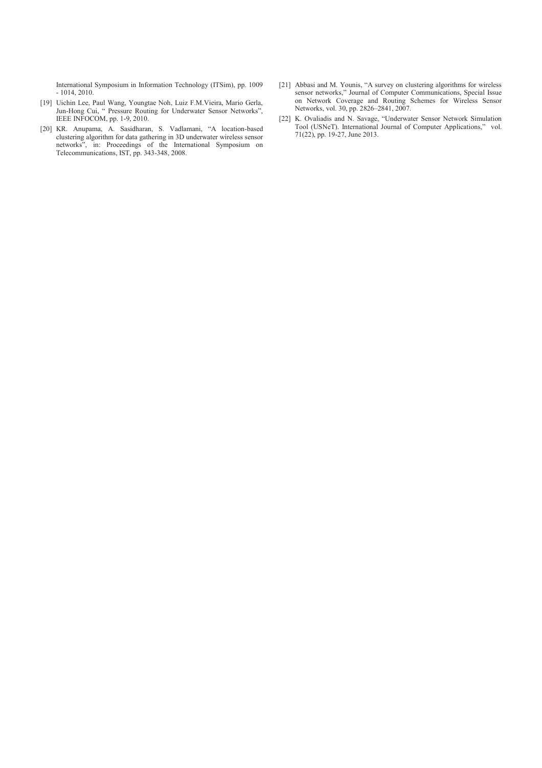International Symposium in Information Technology (ITSim), pp. 1009 - 1014, 2010.

[19] Uichin Lee, Paul Wang, Youngtae Noh, Luiz F.M.Vieira, Mario Gerla, Jun-Hong Cui, " Pressure Routing for Underwater Sensor Networks", IEEE INFOCOM, pp. 1-9, 2010.

[20] KR. Anupama, A. Sasidharan, S. Vadlamani, "A location-based clustering algorithm for data gathering in 3D underwater wireless sensor networks", in: Proceedings of the International Symposium on Telecommunications, IST, pp. 343-348, 2008.

[21] Abbasi and M. Younis, "A survey on clustering algorithms for wireless sensor networks," Journal of Computer Communications, Special Issue on Network Coverage and Routing Schemes for Wireless Sensor Networks, vol. 30, pp. 2826–2841, 2007.

[22] K. Ovaliadis and N. Savage, "Underwater Sensor Network Simulation Tool (USNeT). International Journal of Computer Applications," vol. 71(22), pp. 19-27, June 2013.